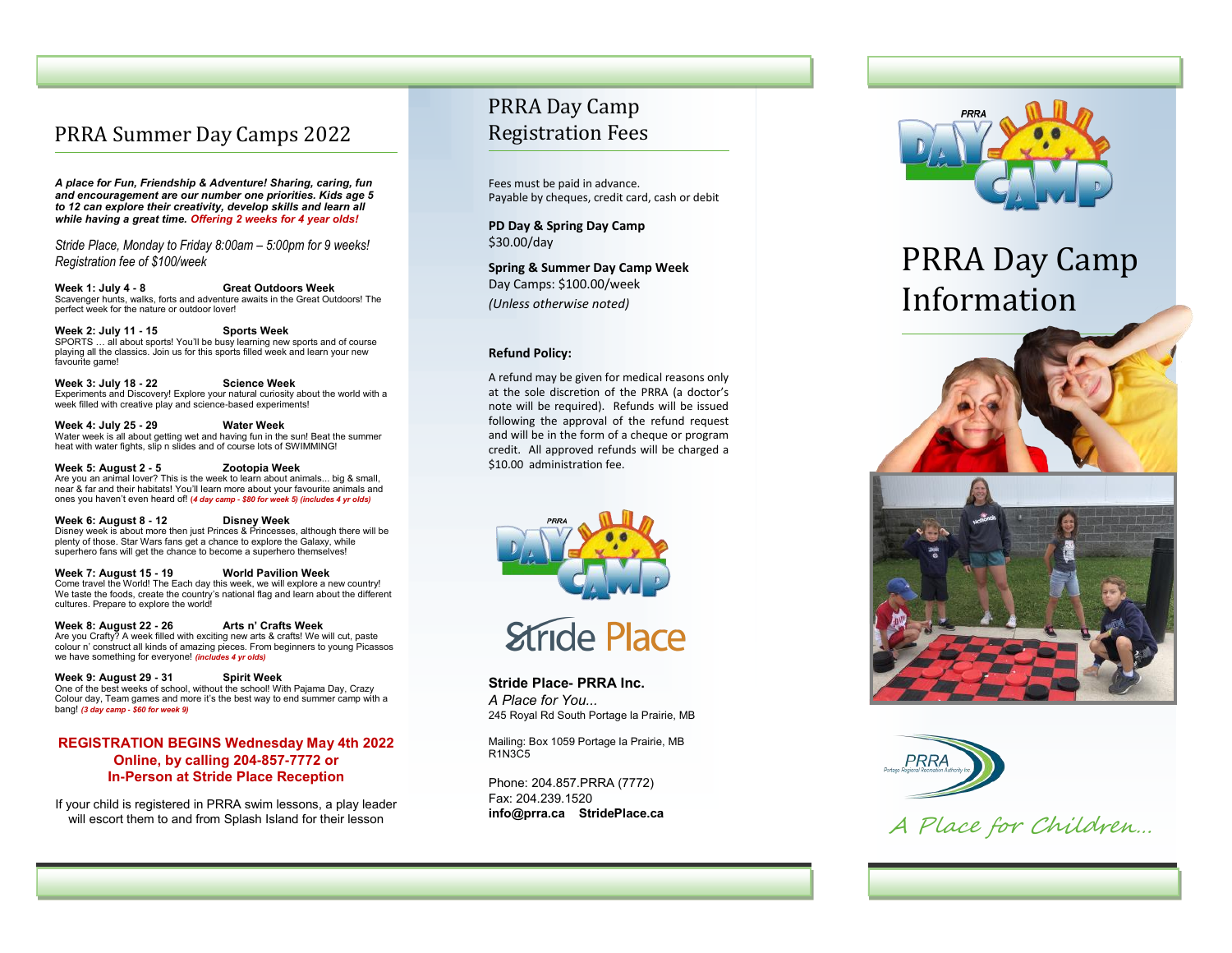# PRRA Summer Day Camps 2022

***A place for Fun, Friendship & Adventure! Sharing, caring, fun and encouragement are our number one priorities. Kids age 5 to 12 can explore their creativity, develop skills and learn all while having a great time. Offering 2 weeks for 4 year olds!***

*Stride Place, Monday to Friday 8:00am – 5:00pm for 9 weeks! Registration fee of $100/week*

**Week 1: July 4 - 8** **Great Outdoors Week**
Scavenger hunts, walks, forts and adventure awaits in the Great Outdoors! The perfect week for the nature or outdoor lover!

**Week 2: July 11 - 15** **Sports Week**
SPORTS … all about sports! You'll be busy learning new sports and of course playing all the classics. Join us for this sports filled week and learn your new favourite game!

**Week 3: July 18 - 22** **Science Week**
Experiments and Discovery! Explore your natural curiosity about the world with a week filled with creative play and science-based experiments!

**Week 4: July 25 - 29** **Water Week**
Water week is all about getting wet and having fun in the sun! Beat the summer heat with water fights, slip n slides and of course lots of SWIMMING!

**Week 5: August 2 - 5** **Zootopia Week**
Are you an animal lover? This is the week to learn about animals... big & small, near & far and their habitats! You'll learn more about your favourite animals and ones you haven't even heard of! ***(4 day camp - $80 for week 5) (includes 4 yr olds)***

**Week 6: August 8 - 12** **Disney Week**
Disney week is about more then just Princes & Princesses, although there will be plenty of those. Star Wars fans get a chance to explore the Galaxy, while superhero fans will get the chance to become a superhero themselves!

**Week 7: August 15 - 19** **World Pavilion Week**
Come travel the World! The Each day this week, we will explore a new country! We taste the foods, create the country's national flag and learn about the different cultures. Prepare to explore the world!

**Week 8: August 22 - 26** **Arts n' Crafts Week**
Are you Crafty? A week filled with exciting new arts & crafts! We will cut, paste colour n' construct all kinds of amazing pieces. From beginners to young Picassos we have something for everyone! ***(includes 4 yr olds)***

**Week 9: August 29 - 31** **Spirit Week**
One of the best weeks of school, without the school! With Pajama Day, Crazy Colour day, Team games and more it's the best way to end summer camp with a bang! ***(3 day camp - $60 for week 9)***

**REGISTRATION BEGINS Wednesday May 4th 2022**
**Online, by calling 204-857-7772 or**
**In-Person at Stride Place Reception**

If your child is registered in PRRA swim lessons, a play leader will escort them to and from Splash Island for their lesson

# PRRA Day Camp Registration Fees

Fees must be paid in advance.
Payable by cheques, credit card, cash or debit

**PD Day & Spring Day Camp**
$30.00/day

**Spring & Summer Day Camp Week**
Day Camps: $100.00/week
*(Unless otherwise noted)*

**Refund Policy:**

A refund may be given for medical reasons only at the sole discretion of the PRRA (a doctor's note will be required). Refunds will be issued following the approval of the refund request and will be in the form of a cheque or program credit. All approved refunds will be charged a $10.00 administration fee.

**Stride Place- PRRA Inc.**
*A Place for You...*
245 Royal Rd South Portage la Prairie, MB

Mailing: Box 1059 Portage la Prairie, MB R1N3C5

Phone: 204.857.PRRA (7772)
Fax: 204.239.1520
**info@prra.ca StridePlace.ca**

# PRRA Day Camp Information

*A Place for Children...*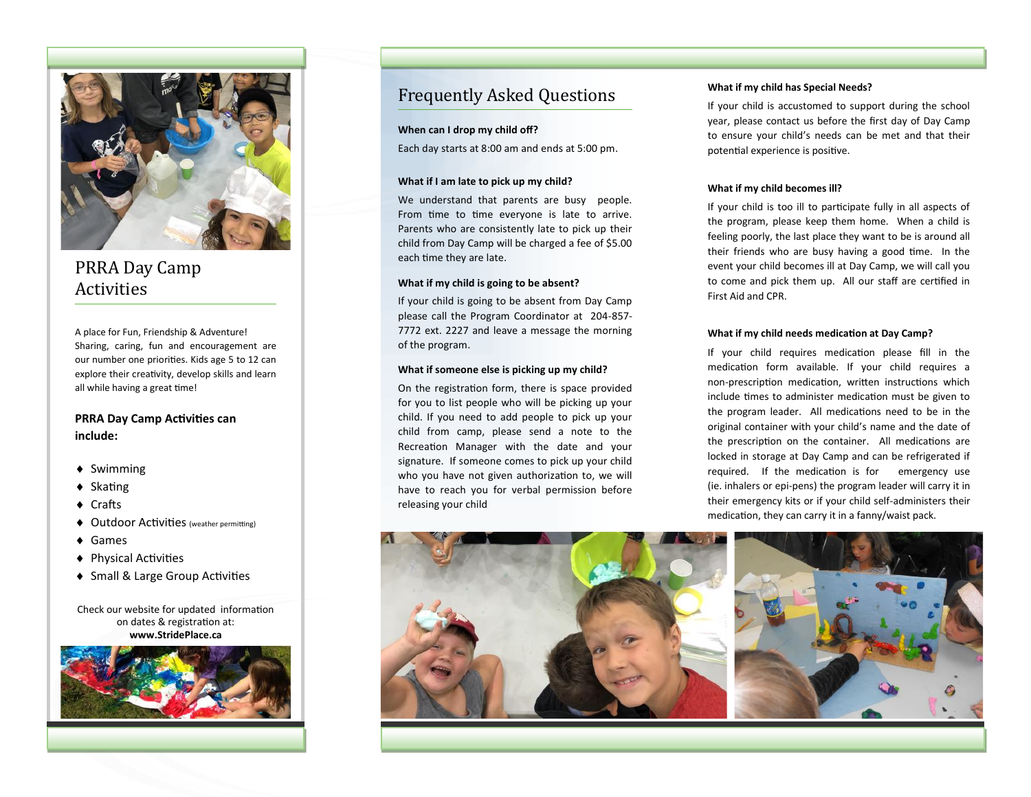## PRRA Day Camp Activities

A place for Fun, Friendship & Adventure! Sharing, caring, fun and encouragement are our number one priorities. Kids age 5 to 12 can explore their creativity, develop skills and learn all while having a great time!

**PRRA Day Camp Activities can include:**

- Swimming
- Skating
- Crafts
- Outdoor Activities (weather permitting)
- Games
- Physical Activities
- Small & Large Group Activities

Check our website for updated information on dates & registration at:
**www.StridePlace.ca**

## Frequently Asked Questions

**When can I drop my child off?**

Each day starts at 8:00 am and ends at 5:00 pm.

**What if I am late to pick up my child?**

We understand that parents are busy people. From time to time everyone is late to arrive. Parents who are consistently late to pick up their child from Day Camp will be charged a fee of $5.00 each time they are late.

**What if my child is going to be absent?**

If your child is going to be absent from Day Camp please call the Program Coordinator at 204-857-7772 ext. 2227 and leave a message the morning of the program.

**What if someone else is picking up my child?**

On the registration form, there is space provided for you to list people who will be picking up your child. If you need to add people to pick up your child from camp, please send a note to the Recreation Manager with the date and your signature. If someone comes to pick up your child who you have not given authorization to, we will have to reach you for verbal permission before releasing your child

**What if my child has Special Needs?**

If your child is accustomed to support during the school year, please contact us before the first day of Day Camp to ensure your child's needs can be met and that their potential experience is positive.

**What if my child becomes ill?**

If your child is too ill to participate fully in all aspects of the program, please keep them home. When a child is feeling poorly, the last place they want to be is around all their friends who are busy having a good time. In the event your child becomes ill at Day Camp, we will call you to come and pick them up. All our staff are certified in First Aid and CPR.

**What if my child needs medication at Day Camp?**

If your child requires medication please fill in the medication form available. If your child requires a non-prescription medication, written instructions which include times to administer medication must be given to the program leader. All medications need to be in the original container with your child's name and the date of the prescription on the container. All medications are locked in storage at Day Camp and can be refrigerated if required. If the medication is for emergency use (ie. inhalers or epi-pens) the program leader will carry it in their emergency kits or if your child self-administers their medication, they can carry it in a fanny/waist pack.